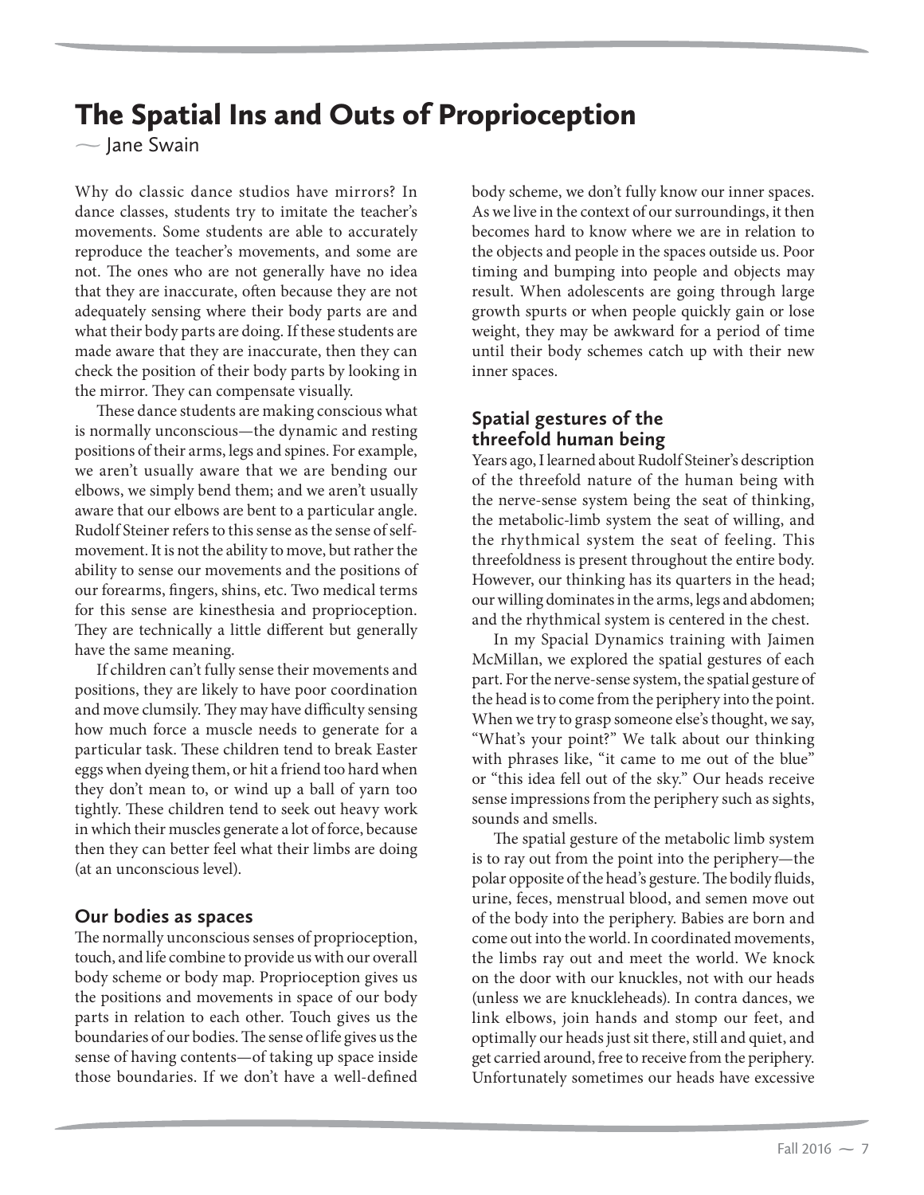# The Spatial Ins and Outs of Proprioception

— Jane Swain

Why do classic dance studios have mirrors? In dance classes, students try to imitate the teacher's movements. Some students are able to accurately reproduce the teacher's movements, and some are not. The ones who are not generally have no idea that they are inaccurate, often because they are not adequately sensing where their body parts are and what their body parts are doing. If these students are made aware that they are inaccurate, then they can check the position of their body parts by looking in the mirror. They can compensate visually.

These dance students are making conscious what is normally unconscious—the dynamic and resting positions of their arms, legs and spines. For example, we aren't usually aware that we are bending our elbows, we simply bend them; and we aren't usually aware that our elbows are bent to a particular angle. Rudolf Steiner refers to this sense as the sense of self-movement. It is not the ability to move, but rather the ability to sense our movements and the positions of our forearms, fingers, shins, etc. Two medical terms for this sense are kinesthesia and proprioception. They are technically a little different but generally have the same meaning.

If children can't fully sense their movements and positions, they are likely to have poor coordination and move clumsily. They may have difficulty sensing how much force a muscle needs to generate for a particular task. These children tend to break Easter eggs when dyeing them, or hit a friend too hard when they don't mean to, or wind up a ball of yarn too tightly. These children tend to seek out heavy work in which their muscles generate a lot of force, because then they can better feel what their limbs are doing (at an unconscious level).

## Our bodies as spaces

The normally unconscious senses of proprioception, touch, and life combine to provide us with our overall body scheme or body map. Proprioception gives us the positions and movements in space of our body parts in relation to each other. Touch gives us the boundaries of our bodies. The sense of life gives us the sense of having contents—of taking up space inside those boundaries. If we don't have a well-defined body scheme, we don't fully know our inner spaces. As we live in the context of our surroundings, it then becomes hard to know where we are in relation to the objects and people in the spaces outside us. Poor timing and bumping into people and objects may result. When adolescents are going through large growth spurts or when people quickly gain or lose weight, they may be awkward for a period of time until their body schemes catch up with their new inner spaces.

## Spatial gestures of the threefold human being

Years ago, I learned about Rudolf Steiner's description of the threefold nature of the human being with the nerve-sense system being the seat of thinking, the metabolic-limb system the seat of willing, and the rhythmical system the seat of feeling. This threefoldness is present throughout the entire body. However, our thinking has its quarters in the head; our willing dominates in the arms, legs and abdomen; and the rhythmical system is centered in the chest.

In my Spacial Dynamics training with Jaimen McMillan, we explored the spatial gestures of each part. For the nerve-sense system, the spatial gesture of the head is to come from the periphery into the point. When we try to grasp someone else's thought, we say, "What's your point?" We talk about our thinking with phrases like, "it came to me out of the blue" or "this idea fell out of the sky." Our heads receive sense impressions from the periphery such as sights, sounds and smells.

The spatial gesture of the metabolic limb system is to ray out from the point into the periphery—the polar opposite of the head's gesture. The bodily fluids, urine, feces, menstrual blood, and semen move out of the body into the periphery. Babies are born and come out into the world. In coordinated movements, the limbs ray out and meet the world. We knock on the door with our knuckles, not with our heads (unless we are knuckleheads). In contra dances, we link elbows, join hands and stomp our feet, and optimally our heads just sit there, still and quiet, and get carried around, free to receive from the periphery. Unfortunately sometimes our heads have excessive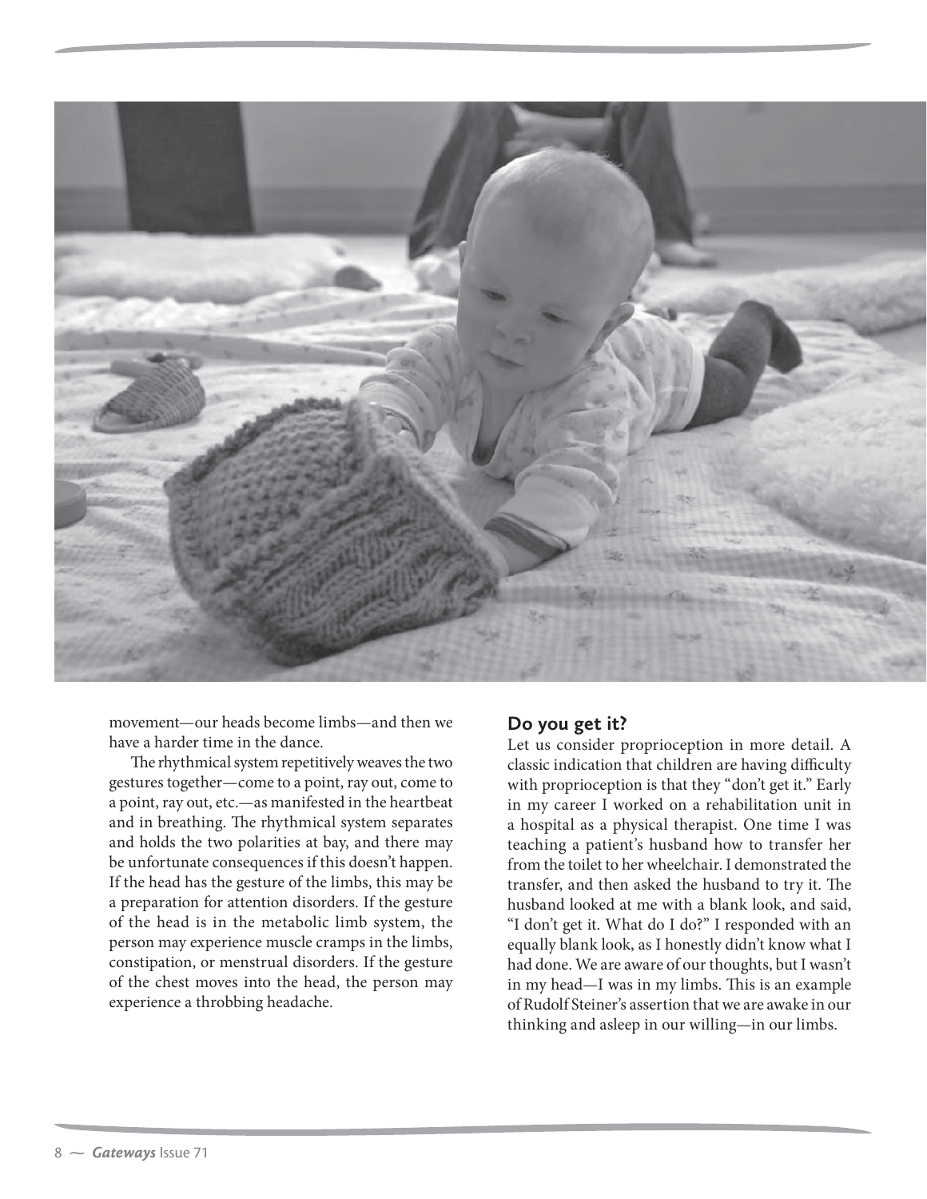movement—our heads become limbs—and then we have a harder time in the dance.

The rhythmical system repetitively weaves the two gestures together—come to a point, ray out, come to a point, ray out, etc.—as manifested in the heartbeat and in breathing. The rhythmical system separates and holds the two polarities at bay, and there may be unfortunate consequences if this doesn't happen. If the head has the gesture of the limbs, this may be a preparation for attention disorders. If the gesture of the head is in the metabolic limb system, the person may experience muscle cramps in the limbs, constipation, or menstrual disorders. If the gesture of the chest moves into the head, the person may experience a throbbing headache.

## Do you get it?

Let us consider proprioception in more detail. A classic indication that children are having difficulty with proprioception is that they "don't get it." Early in my career I worked on a rehabilitation unit in a hospital as a physical therapist. One time I was teaching a patient's husband how to transfer her from the toilet to her wheelchair. I demonstrated the transfer, and then asked the husband to try it. The husband looked at me with a blank look, and said, "I don't get it. What do I do?" I responded with an equally blank look, as I honestly didn't know what I had done. We are aware of our thoughts, but I wasn't in my head—I was in my limbs. This is an example of Rudolf Steiner's assertion that we are awake in our thinking and asleep in our willing—in our limbs.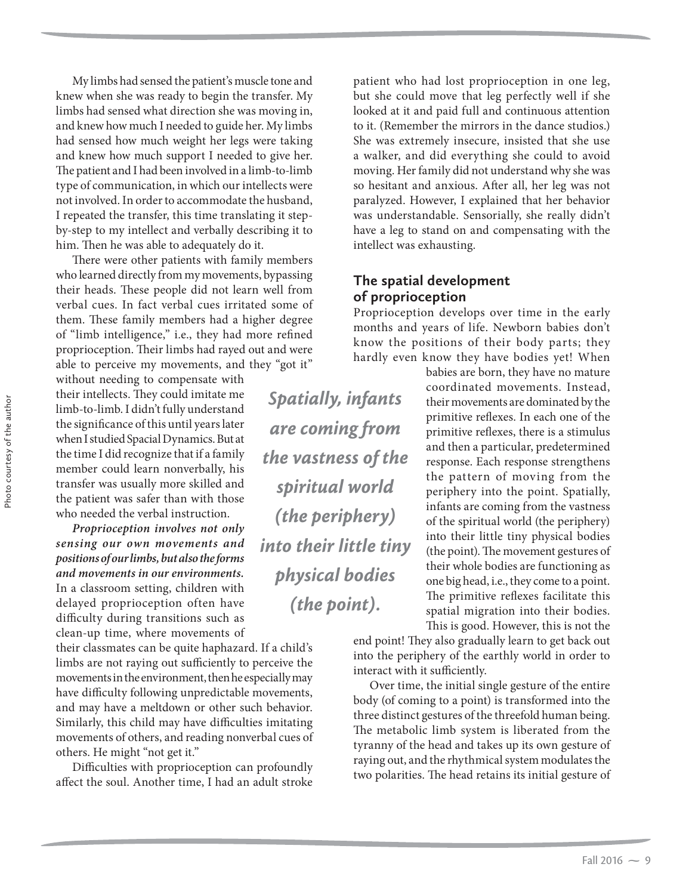My limbs had sensed the patient's muscle tone and knew when she was ready to begin the transfer. My limbs had sensed what direction she was moving in, and knew how much I needed to guide her. My limbs had sensed how much weight her legs were taking and knew how much support I needed to give her. The patient and I had been involved in a limb-to-limb type of communication, in which our intellects were not involved. In order to accommodate the husband, I repeated the transfer, this time translating it step-by-step to my intellect and verbally describing it to him. Then he was able to adequately do it.

There were other patients with family members who learned directly from my movements, bypassing their heads. These people did not learn well from verbal cues. In fact verbal cues irritated some of them. These family members had a higher degree of "limb intelligence," i.e., they had more refined proprioception. Their limbs had rayed out and were able to perceive my movements, and they "got it" without needing to compensate with their intellects. They could imitate me limb-to-limb. I didn't fully understand the significance of this until years later when I studied Spacial Dynamics. But at the time I did recognize that if a family member could learn nonverbally, his transfer was usually more skilled and the patient was safer than with those who needed the verbal instruction.

***Proprioception involves not only sensing our own movements and positions of our limbs, but also the forms and movements in our environments.*** In a classroom setting, children with delayed proprioception often have difficulty during transitions such as clean-up time, where movements of their classmates can be quite haphazard. If a child's limbs are not raying out sufficiently to perceive the movements in the environment, then he especially may have difficulty following unpredictable movements, and may have a meltdown or other such behavior. Similarly, this child may have difficulties imitating movements of others, and reading nonverbal cues of others. He might "not get it."

Difficulties with proprioception can profoundly affect the soul. Another time, I had an adult stroke patient who had lost proprioception in one leg, but she could move that leg perfectly well if she looked at it and paid full and continuous attention to it. (Remember the mirrors in the dance studios.) She was extremely insecure, insisted that she use a walker, and did everything she could to avoid moving. Her family did not understand why she was so hesitant and anxious. After all, her leg was not paralyzed. However, I explained that her behavior was understandable. Sensorially, she really didn't have a leg to stand on and compensating with the intellect was exhausting.

## The spatial development of proprioception

Proprioception develops over time in the early months and years of life. Newborn babies don't know the positions of their body parts; they hardly even know they have bodies yet! When babies are born, they have no mature coordinated movements. Instead, their movements are dominated by the primitive reflexes. In each one of the primitive reflexes, there is a stimulus and then a particular, predetermined response. Each response strengthens the pattern of moving from the periphery into the point. Spatially, infants are coming from the vastness of the spiritual world (the periphery) into their little tiny physical bodies (the point). The movement gestures of their whole bodies are functioning as one big head, i.e., they come to a point. The primitive reflexes facilitate this spatial migration into their bodies. This is good. However, this is not the end point! They also gradually learn to get back out into the periphery of the earthly world in order to interact with it sufficiently.

> ***Spatially, infants are coming from the vastness of the spiritual world (the periphery) into their little tiny physical bodies (the point).***

Over time, the initial single gesture of the entire body (of coming to a point) is transformed into the three distinct gestures of the threefold human being. The metabolic limb system is liberated from the tyranny of the head and takes up its own gesture of raying out, and the rhythmical system modulates the two polarities. The head retains its initial gesture of

Photo courtesy of the author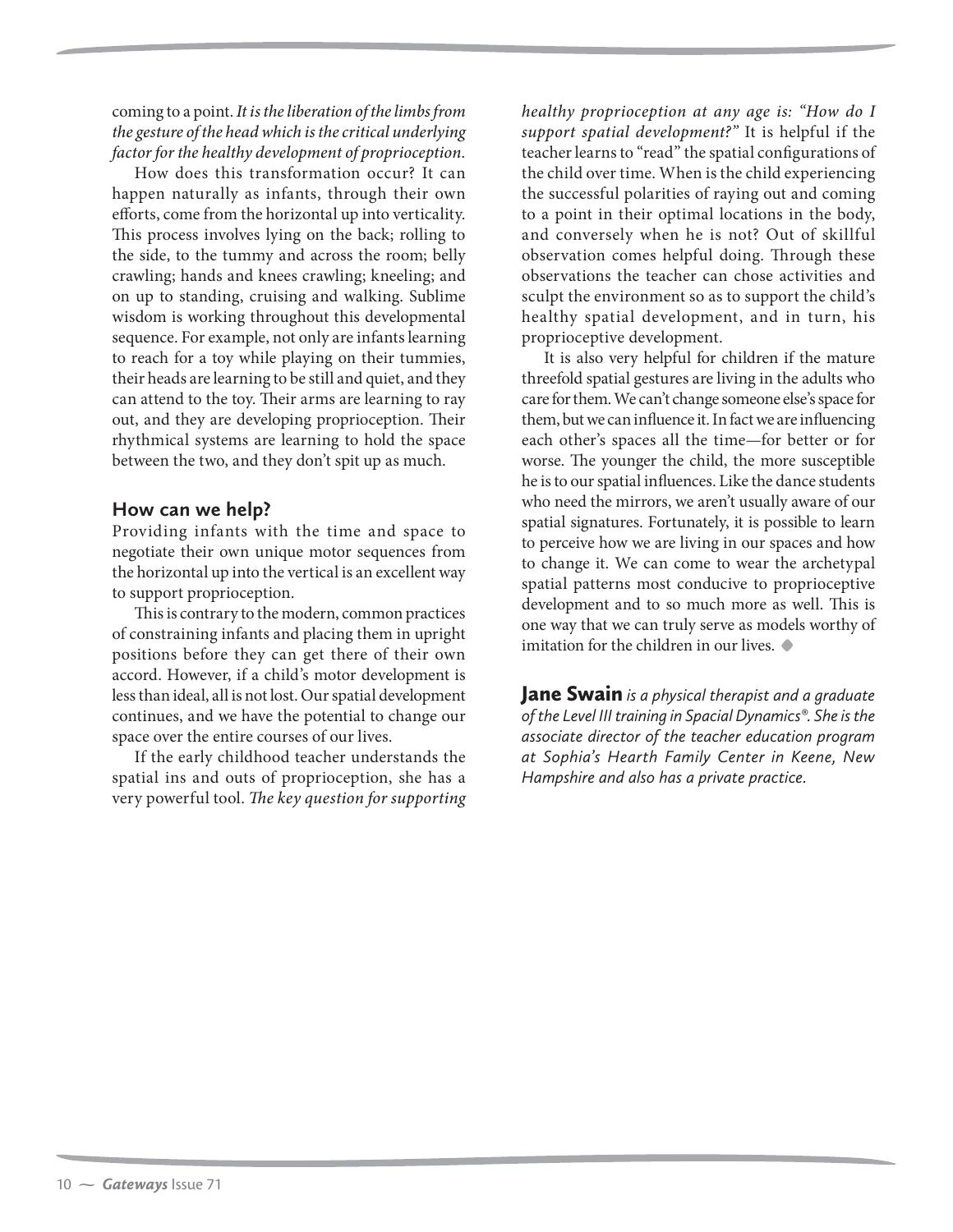coming to a point. *It is the liberation of the limbs from the gesture of the head which is the critical underlying factor for the healthy development of proprioception.*

How does this transformation occur? It can happen naturally as infants, through their own efforts, come from the horizontal up into verticality. This process involves lying on the back; rolling to the side, to the tummy and across the room; belly crawling; hands and knees crawling; kneeling; and on up to standing, cruising and walking. Sublime wisdom is working throughout this developmental sequence. For example, not only are infants learning to reach for a toy while playing on their tummies, their heads are learning to be still and quiet, and they can attend to the toy. Their arms are learning to ray out, and they are developing proprioception. Their rhythmical systems are learning to hold the space between the two, and they don't spit up as much.

## How can we help?

Providing infants with the time and space to negotiate their own unique motor sequences from the horizontal up into the vertical is an excellent way to support proprioception.

This is contrary to the modern, common practices of constraining infants and placing them in upright positions before they can get there of their own accord. However, if a child's motor development is less than ideal, all is not lost. Our spatial development continues, and we have the potential to change our space over the entire courses of our lives.

If the early childhood teacher understands the spatial ins and outs of proprioception, she has a very powerful tool. *The key question for supporting healthy proprioception at any age is: "How do I support spatial development?"* It is helpful if the teacher learns to "read" the spatial configurations of the child over time. When is the child experiencing the successful polarities of raying out and coming to a point in their optimal locations in the body, and conversely when he is not? Out of skillful observation comes helpful doing. Through these observations the teacher can chose activities and sculpt the environment so as to support the child's healthy spatial development, and in turn, his proprioceptive development.

It is also very helpful for children if the mature threefold spatial gestures are living in the adults who care for them. We can't change someone else's space for them, but we can influence it. In fact we are influencing each other's spaces all the time—for better or for worse. The younger the child, the more susceptible he is to our spatial influences. Like the dance students who need the mirrors, we aren't usually aware of our spatial signatures. Fortunately, it is possible to learn to perceive how we are living in our spaces and how to change it. We can come to wear the archetypal spatial patterns most conducive to proprioceptive development and to so much more as well. This is one way that we can truly serve as models worthy of imitation for the children in our lives. ◆

**Jane Swain** *is a physical therapist and a graduate of the Level III training in Spacial Dynamics®. She is the associate director of the teacher education program at Sophia's Hearth Family Center in Keene, New Hampshire and also has a private practice.*